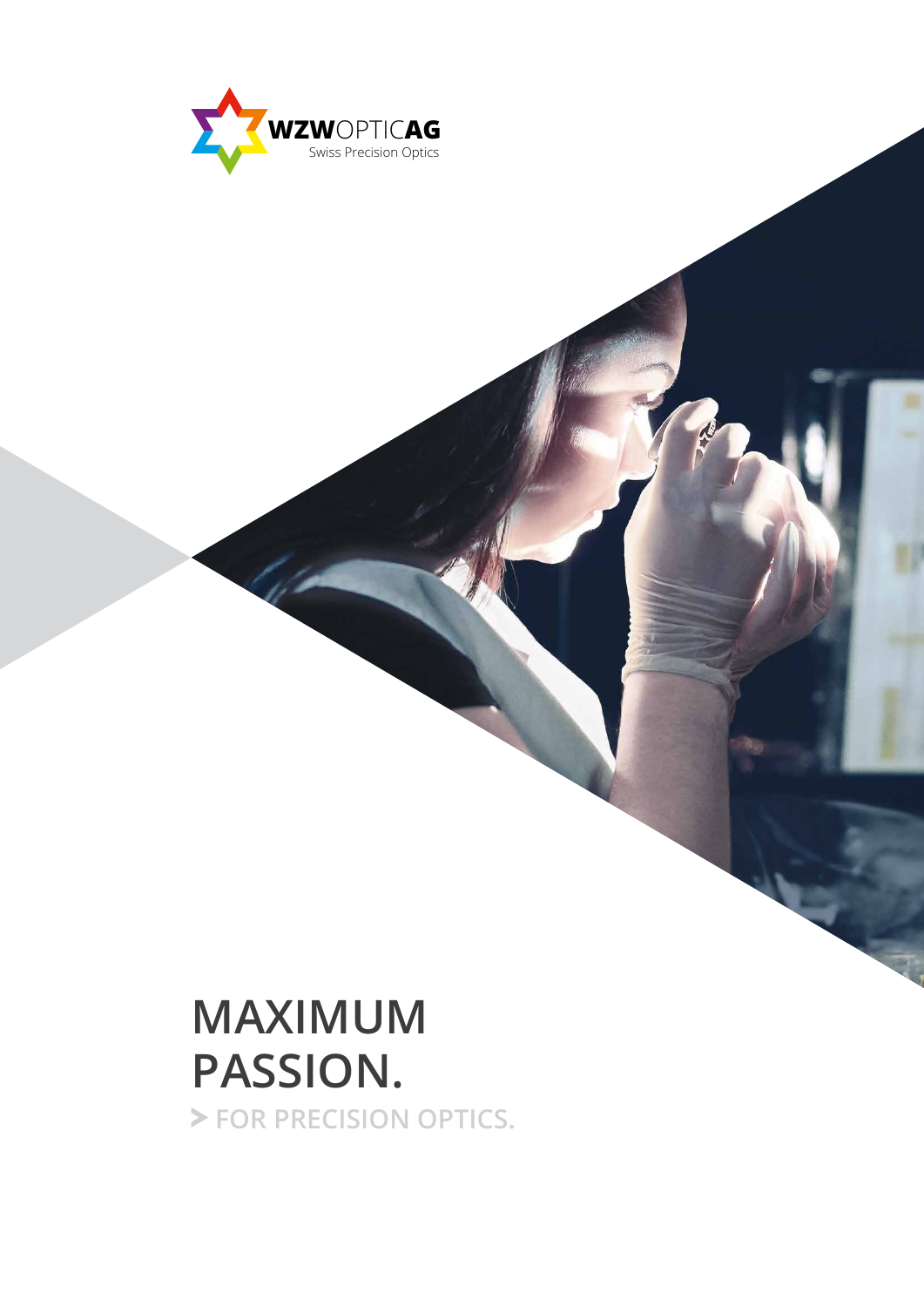WZWOPTICAG
Swiss Precision Optics

# MAXIMUM PASSION.

> FOR PRECISION OPTICS.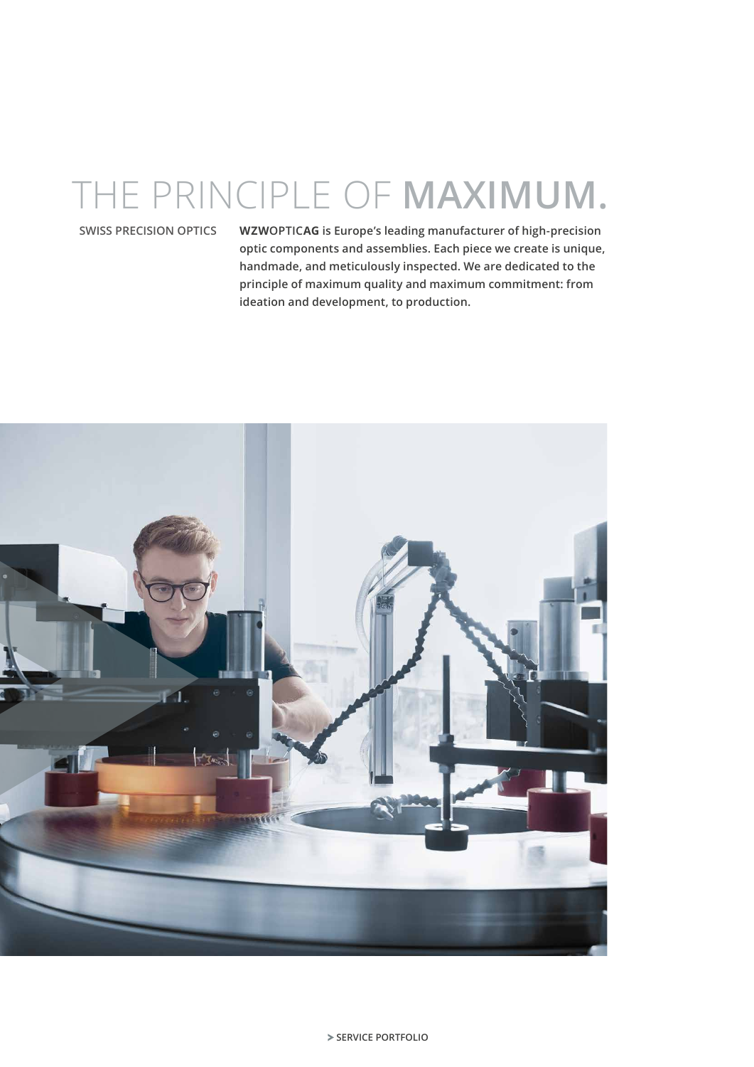# THE PRINCIPLE OF **MAXIMUM.**

SWISS PRECISION OPTICS

**WZWOPTICAG is Europe's leading manufacturer of high-precision optic components and assemblies. Each piece we create is unique, handmade, and meticulously inspected. We are dedicated to the principle of maximum quality and maximum commitment: from ideation and development, to production.**

> SERVICE PORTFOLIO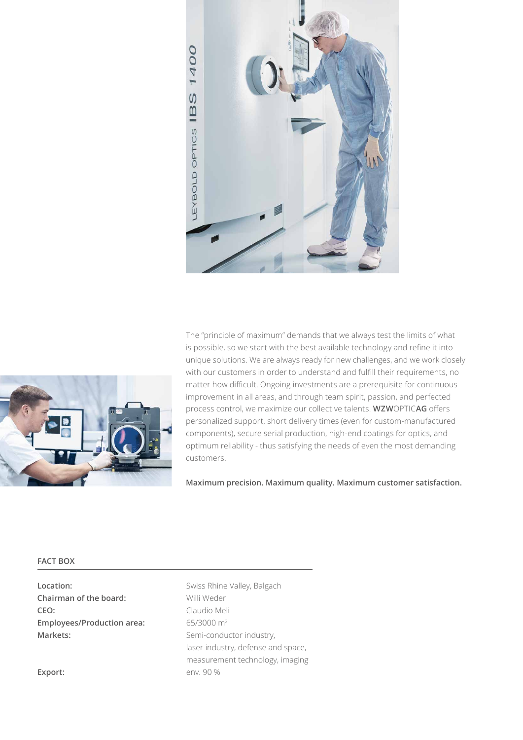The "principle of maximum" demands that we always test the limits of what is possible, so we start with the best available technology and refine it into unique solutions. We are always ready for new challenges, and we work closely with our customers in order to understand and fulfill their requirements, no matter how difficult. Ongoing investments are a prerequisite for continuous improvement in all areas, and through team spirit, passion, and perfected process control, we maximize our collective talents. **WZW**OPTIC**AG** offers personalized support, short delivery times (even for custom-manufactured components), secure serial production, high-end coatings for optics, and optimum reliability - thus satisfying the needs of even the most demanding customers.

**Maximum precision. Maximum quality. Maximum customer satisfaction.**

## FACT BOX

| | |
|---|---|
| **Location:** | Swiss Rhine Valley, Balgach |
| **Chairman of the board:** | Willi Weder |
| **CEO:** | Claudio Meli |
| **Employees/Production area:** | 65/3000 m² |
| **Markets:** | Semi-conductor industry, laser industry, defense and space, measurement technology, imaging |
| **Export:** | env. 90 % |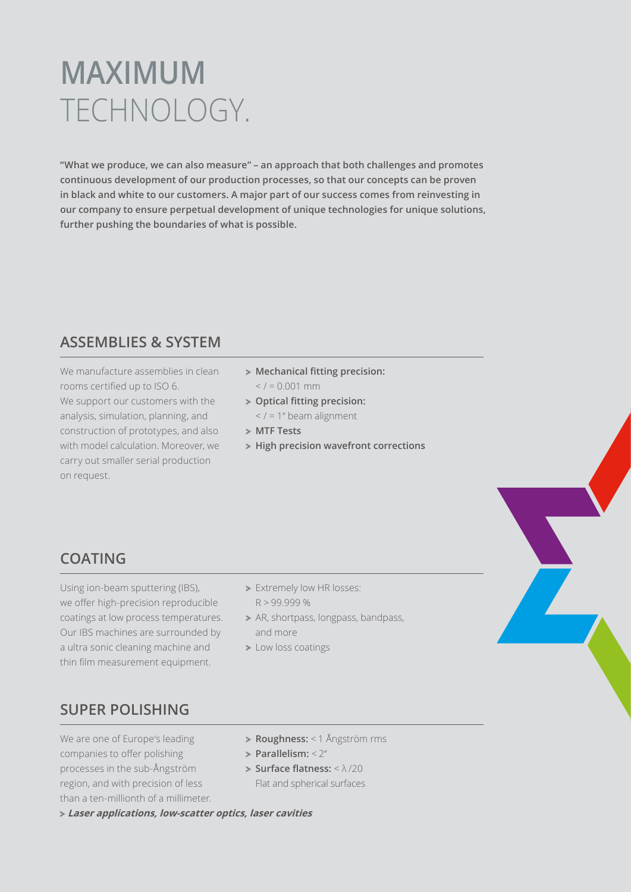# MAXIMUM TECHNOLOGY.

**"What we produce, we can also measure" – an approach that both challenges and promotes continuous development of our production processes, so that our concepts can be proven in black and white to our customers. A major part of our success comes from reinvesting in our company to ensure perpetual development of unique technologies for unique solutions, further pushing the boundaries of what is possible.**

## ASSEMBLIES & SYSTEM

We manufacture assemblies in clean rooms certified up to ISO 6. We support our customers with the analysis, simulation, planning, and construction of prototypes, and also with model calculation. Moreover, we carry out smaller serial production on request.

- **Mechanical fitting precision:** < / = 0.001 mm
- **Optical fitting precision:** < / = 1" beam alignment
- **MTF Tests**
- **High precision wavefront corrections**

## COATING

Using ion-beam sputtering (IBS), we offer high-precision reproducible coatings at low process temperatures. Our IBS machines are surrounded by a ultra sonic cleaning machine and thin film measurement equipment.

- Extremely low HR losses: R > 99.999 %
- AR, shortpass, longpass, bandpass, and more
- Low loss coatings

## SUPER POLISHING

We are one of Europe's leading companies to offer polishing processes in the sub-Ångström region, and with precision of less than a ten-millionth of a millimeter.

- **Roughness:** < 1 Ångström rms
- **Parallelism:** < 2"
- **Surface flatness:** < $\lambda$ /20  
  Flat and spherical surfaces

- ***Laser applications, low-scatter optics, laser cavities***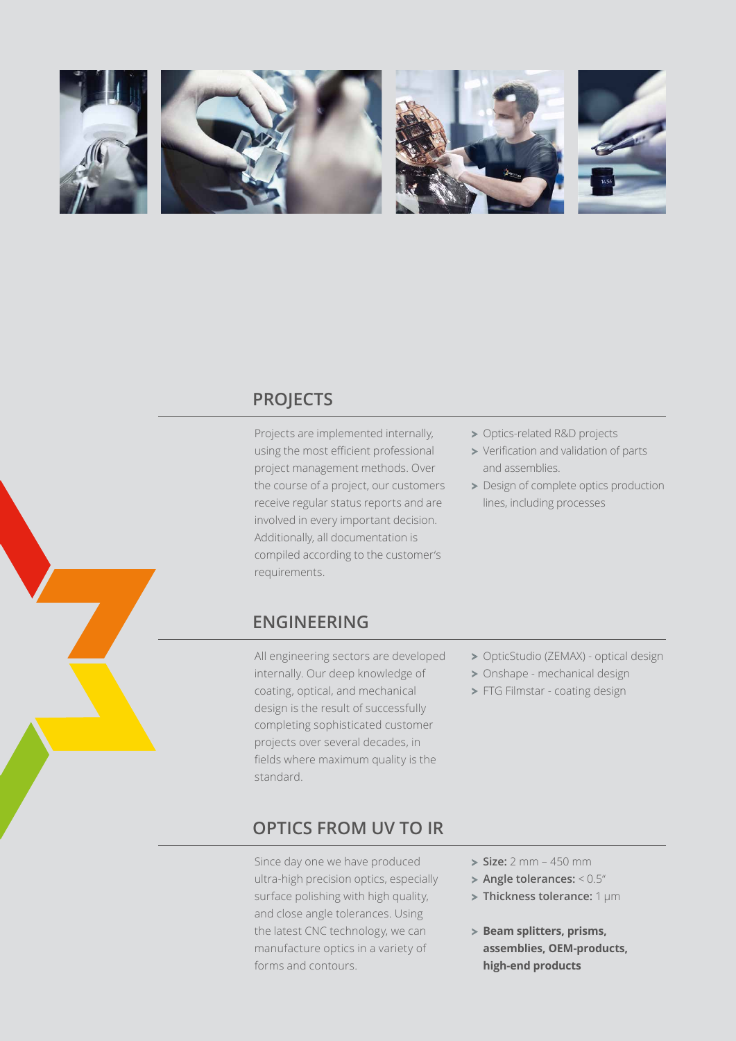## PROJECTS

Projects are implemented internally, using the most efficient professional project management methods. Over the course of a project, our customers receive regular status reports and are involved in every important decision. Additionally, all documentation is compiled according to the customer's requirements.

- Optics-related R&D projects
- Verification and validation of parts and assemblies.
- Design of complete optics production lines, including processes

## ENGINEERING

All engineering sectors are developed internally. Our deep knowledge of coating, optical, and mechanical design is the result of successfully completing sophisticated customer projects over several decades, in fields where maximum quality is the standard.

- OpticStudio (ZEMAX) - optical design
- Onshape - mechanical design
- FTG Filmstar - coating design

## OPTICS FROM UV TO IR

Since day one we have produced ultra-high precision optics, especially surface polishing with high quality, and close angle tolerances. Using the latest CNC technology, we can manufacture optics in a variety of forms and contours.

- **Size:** 2 mm – 450 mm
- **Angle tolerances:** < 0.5"
- **Thickness tolerance:** 1 µm

- **Beam splitters, prisms, assemblies, OEM-products, high-end products**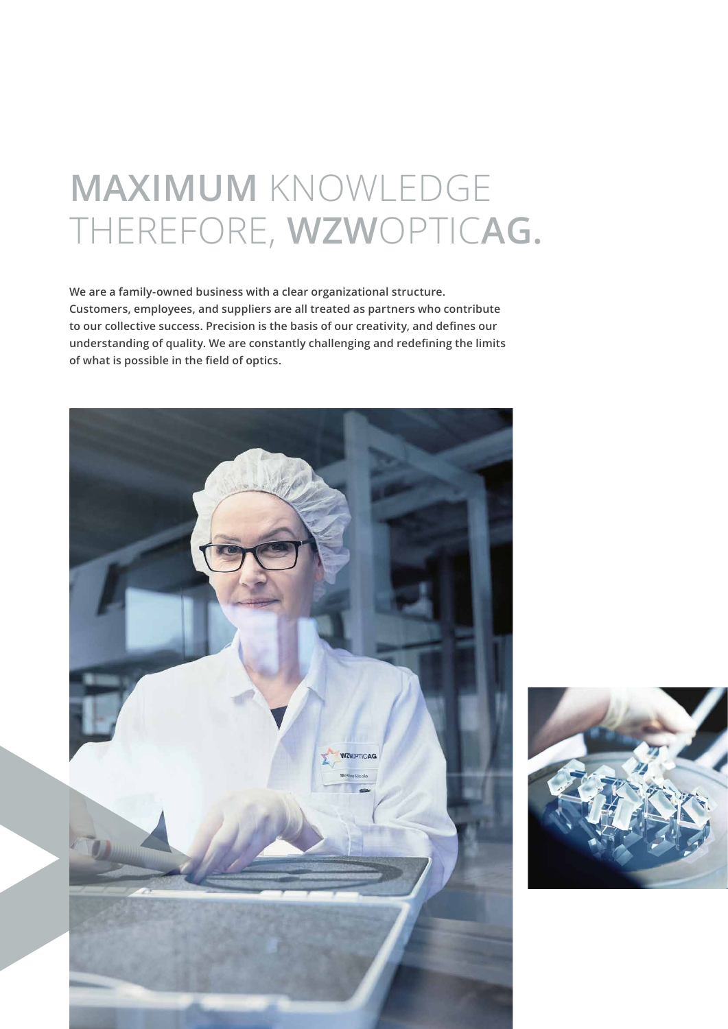# **MAXIMUM** KNOWLEDGE THEREFORE, **WZW**OPTIC**AG.**

**We are a family-owned business with a clear organizational structure. Customers, employees, and suppliers are all treated as partners who contribute to our collective success. Precision is the basis of our creativity, and defines our understanding of quality. We are constantly challenging and redefining the limits of what is possible in the field of optics.**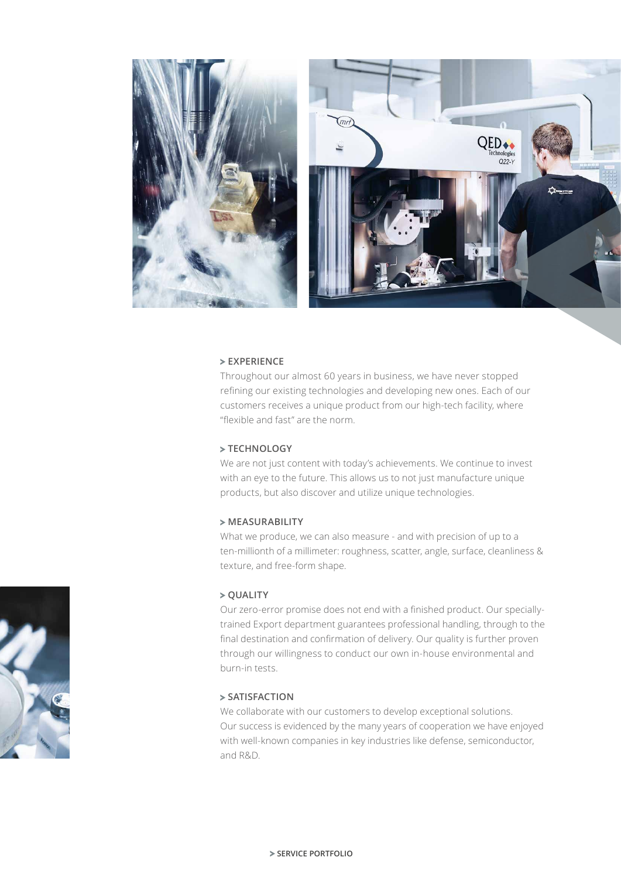## > EXPERIENCE

Throughout our almost 60 years in business, we have never stopped refining our existing technologies and developing new ones. Each of our customers receives a unique product from our high-tech facility, where "flexible and fast" are the norm.

## > TECHNOLOGY

We are not just content with today's achievements. We continue to invest with an eye to the future. This allows us to not just manufacture unique products, but also discover and utilize unique technologies.

## > MEASURABILITY

What we produce, we can also measure - and with precision of up to a ten-millionth of a millimeter: roughness, scatter, angle, surface, cleanliness & texture, and free-form shape.

## > QUALITY

Our zero-error promise does not end with a finished product. Our specially-trained Export department guarantees professional handling, through to the final destination and confirmation of delivery. Our quality is further proven through our willingness to conduct our own in-house environmental and burn-in tests.

## > SATISFACTION

We collaborate with our customers to develop exceptional solutions. Our success is evidenced by the many years of cooperation we have enjoyed with well-known companies in key industries like defense, semiconductor, and R&D.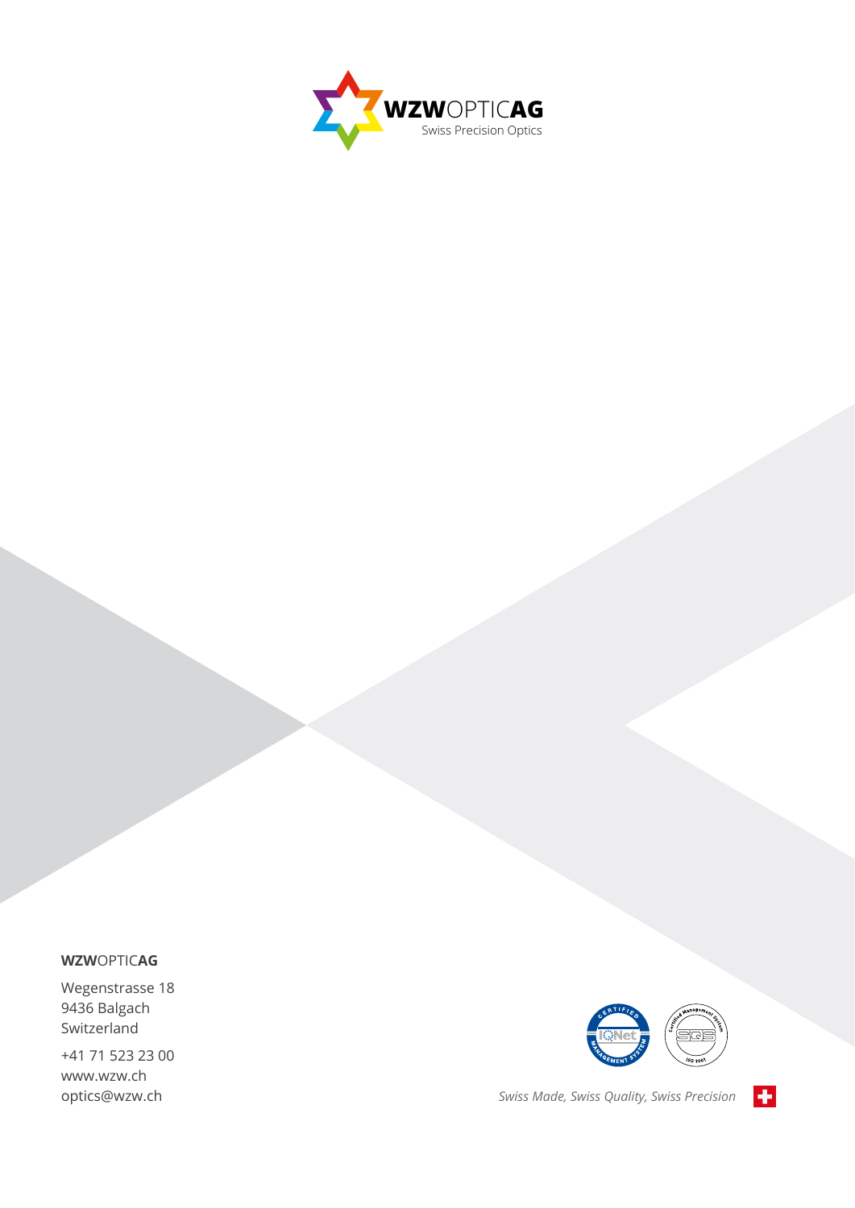**WZW**OPTIC**AG**

Swiss Precision Optics

**WZW**OPTIC**AG**

Wegenstrasse 18
9436 Balgach
Switzerland

+41 71 523 23 00
www.wzw.ch
optics@wzw.ch

*Swiss Made, Swiss Quality, Swiss Precision*